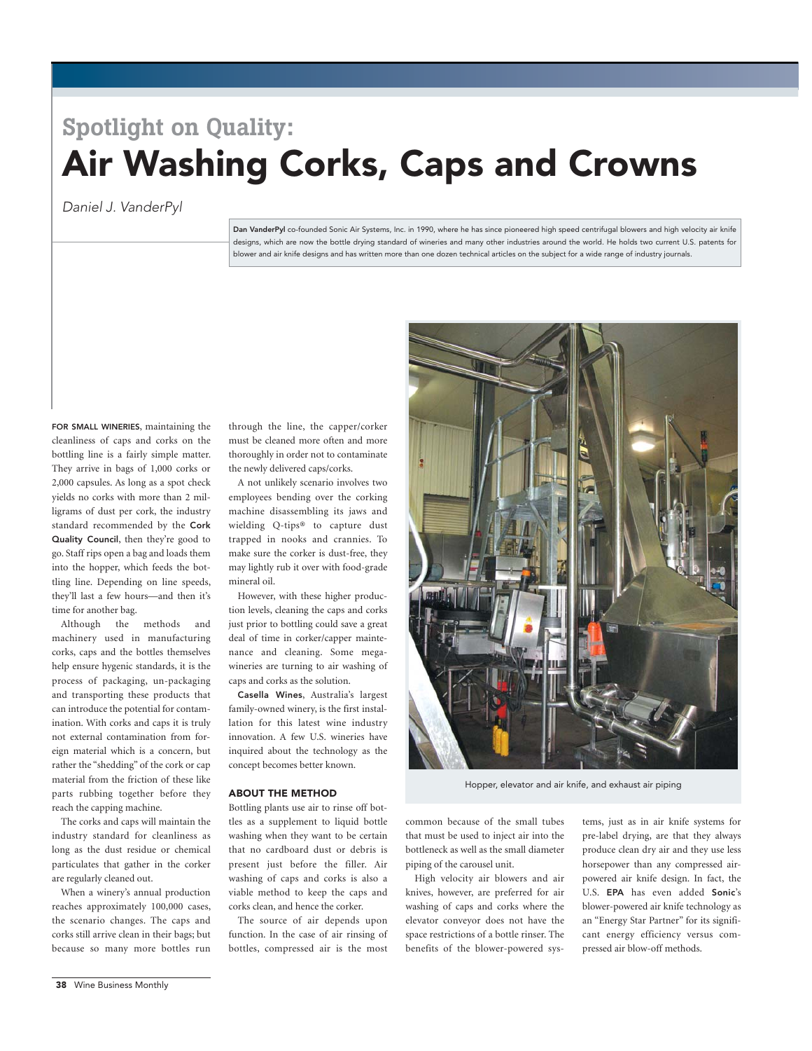## Spotlight on Quality:

# Air Washing Corks, Caps and Crowns

*Daniel J. VanderPyl*

**Dan VanderPyl** co-founded Sonic Air Systems, Inc. in 1990, where he has since pioneered high speed centrifugal blowers and high velocity air knife designs, which are now the bottle drying standard of wineries and many other industries around the world. He holds two current U.S. patents for blower and air knife designs and has written more than one dozen technical articles on the subject for a wide range of industry journals.

**FOR SMALL WINERIES**, maintaining the cleanliness of caps and corks on the bottling line is a fairly simple matter. They arrive in bags of 1,000 corks or 2,000 capsules. As long as a spot check yields no corks with more than 2 milligrams of dust per cork, the industry standard recommended by the **Cork Quality Council**, then they're good to go. Staff rips open a bag and loads them into the hopper, which feeds the bottling line. Depending on line speeds, they'll last a few hours—and then it's time for another bag.

Although the methods and machinery used in manufacturing corks, caps and the bottles themselves help ensure hygenic standards, it is the process of packaging, un-packaging and transporting these products that can introduce the potential for contamination. With corks and caps it is truly not external contamination from foreign material which is a concern, but rather the "shedding" of the cork or cap material from the friction of these like parts rubbing together before they reach the capping machine.

The corks and caps will maintain the industry standard for cleanliness as long as the dust residue or chemical particulates that gather in the corker are regularly cleaned out.

When a winery's annual production reaches approximately 100,000 cases, the scenario changes. The caps and corks still arrive clean in their bags; but because so many more bottles run through the line, the capper/corker must be cleaned more often and more thoroughly in order not to contaminate the newly delivered caps/corks.

A not unlikely scenario involves two employees bending over the corking machine disassembling its jaws and wielding Q-tips® to capture dust trapped in nooks and crannies. To make sure the corker is dust-free, they may lightly rub it over with food-grade mineral oil.

However, with these higher production levels, cleaning the caps and corks just prior to bottling could save a great deal of time in corker/capper maintenance and cleaning. Some megawineries are turning to air washing of caps and corks as the solution.

**Casella Wines**, Australia's largest family-owned winery, is the first installation for this latest wine industry innovation. A few U.S. wineries have inquired about the technology as the concept becomes better known.

### ABOUT THE METHOD

Bottling plants use air to rinse off bottles as a supplement to liquid bottle washing when they want to be certain that no cardboard dust or debris is present just before the filler. Air washing of caps and corks is also a viable method to keep the caps and corks clean, and hence the corker.

The source of air depends upon function. In the case of air rinsing of bottles, compressed air is the most common because of the small tubes that must be used to inject air into the bottleneck as well as the small diameter piping of the carousel unit.

High velocity air blowers and air knives, however, are preferred for air washing of caps and corks where the elevator conveyor does not have the space restrictions of a bottle rinser. The benefits of the blower-powered systems, just as in air knife systems for pre-label drying, are that they always produce clean dry air and they use less horsepower than any compressed air-powered air knife design. In fact, the U.S. **EPA** has even added **Sonic**'s blower-powered air knife technology as an "Energy Star Partner" for its significant energy efficiency versus compressed air blow-off methods.

Hopper, elevator and air knife, and exhaust air piping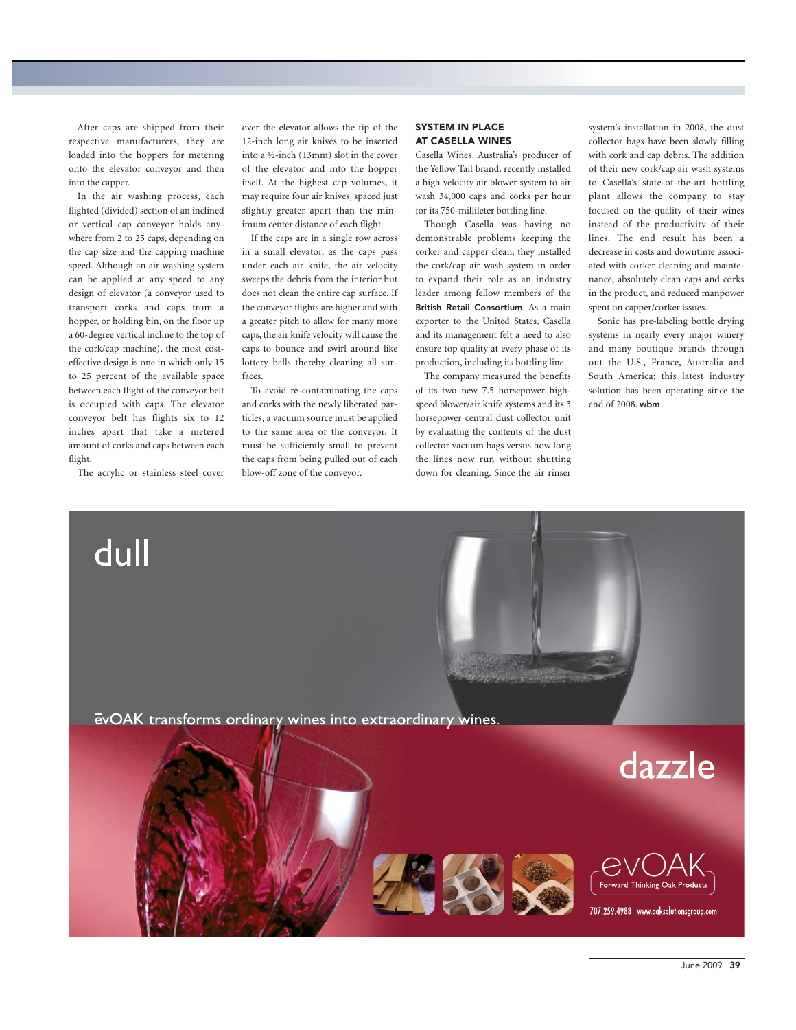After caps are shipped from their respective manufacturers, they are loaded into the hoppers for metering onto the elevator conveyor and then into the capper.

In the air washing process, each flighted (divided) section of an inclined or vertical cap conveyor holds anywhere from 2 to 25 caps, depending on the cap size and the capping machine speed. Although an air washing system can be applied at any speed to any design of elevator (a conveyor used to transport corks and caps from a hopper, or holding bin, on the floor up a 60-degree vertical incline to the top of the cork/cap machine), the most cost-effective design is one in which only 15 to 25 percent of the available space between each flight of the conveyor belt is occupied with caps. The elevator conveyor belt has flights six to 12 inches apart that take a metered amount of corks and caps between each flight.

The acrylic or stainless steel cover over the elevator allows the tip of the 12-inch long air knives to be inserted into a ½-inch (13mm) slot in the cover of the elevator and into the hopper itself. At the highest cap volumes, it may require four air knives, spaced just slightly greater apart than the minimum center distance of each flight.

If the caps are in a single row across in a small elevator, as the caps pass under each air knife, the air velocity sweeps the debris from the interior but does not clean the entire cap surface. If the conveyor flights are higher and with a greater pitch to allow for many more caps, the air knife velocity will cause the caps to bounce and swirl around like lottery balls thereby cleaning all surfaces.

To avoid re-contaminating the caps and corks with the newly liberated particles, a vacuum source must be applied to the same area of the conveyor. It must be sufficiently small to prevent the caps from being pulled out of each blow-off zone of the conveyor.

## SYSTEM IN PLACE AT CASELLA WINES

Casella Wines, Australia's producer of the Yellow Tail brand, recently installed a high velocity air blower system to air wash 34,000 caps and corks per hour for its 750-millileter bottling line.

Though Casella was having no demonstrable problems keeping the corker and capper clean, they installed the cork/cap air wash system in order to expand their role as an industry leader among fellow members of the **British Retail Consortium**. As a main exporter to the United States, Casella and its management felt a need to also ensure top quality at every phase of its production, including its bottling line.

The company measured the benefits of its two new 7.5 horsepower high-speed blower/air knife systems and its 3 horsepower central dust collector unit by evaluating the contents of the dust collector vacuum bags versus how long the lines now run without shutting down for cleaning. Since the air rinser system's installation in 2008, the dust collector bags have been slowly filling with cork and cap debris. The addition of their new cork/cap air wash systems to Casella's state-of-the-art bottling plant allows the company to stay focused on the quality of their wines instead of the productivity of their lines. The end result has been a decrease in costs and downtime associated with corker cleaning and maintenance, absolutely clean caps and corks in the product, and reduced manpower spent on capper/corker issues.

Sonic has pre-labeling bottle drying systems in nearly every major winery and many boutique brands throughout the U.S., France, Australia and South America; this latest industry solution has been operating since the end of 2008. **wbm**

dull

ēvOAK transforms ordinary wines into extraordinary wines.

dazzle

ēvOAK Forward Thinking Oak Products

707.259.4988 www.oaksolutionsgroup.com